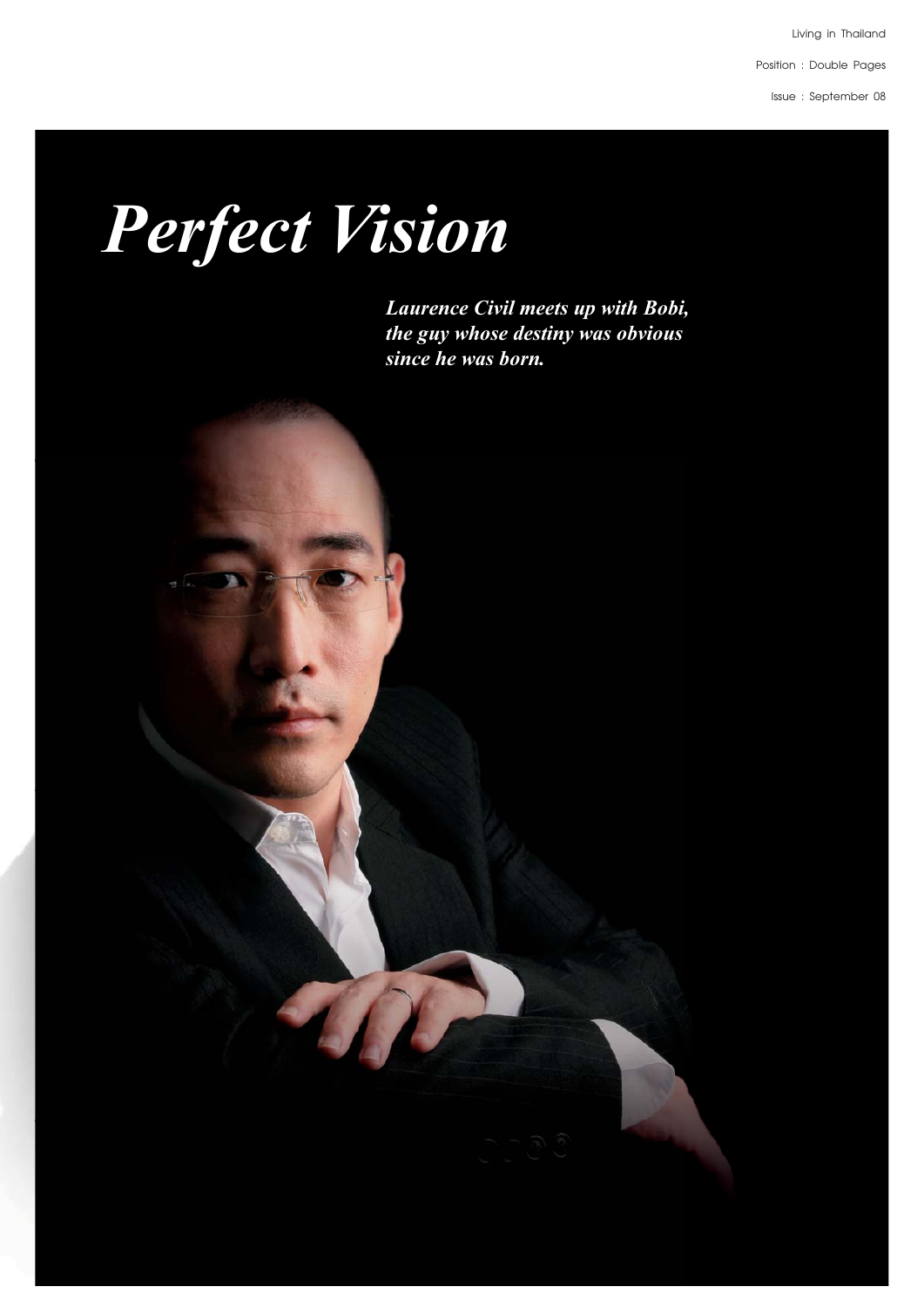Living in Thailand

Position : Double Pages

Issue : September 08

# *Perfect Vision*

***Laurence Civil meets up with Bobi, the guy whose destiny was obvious since he was born.***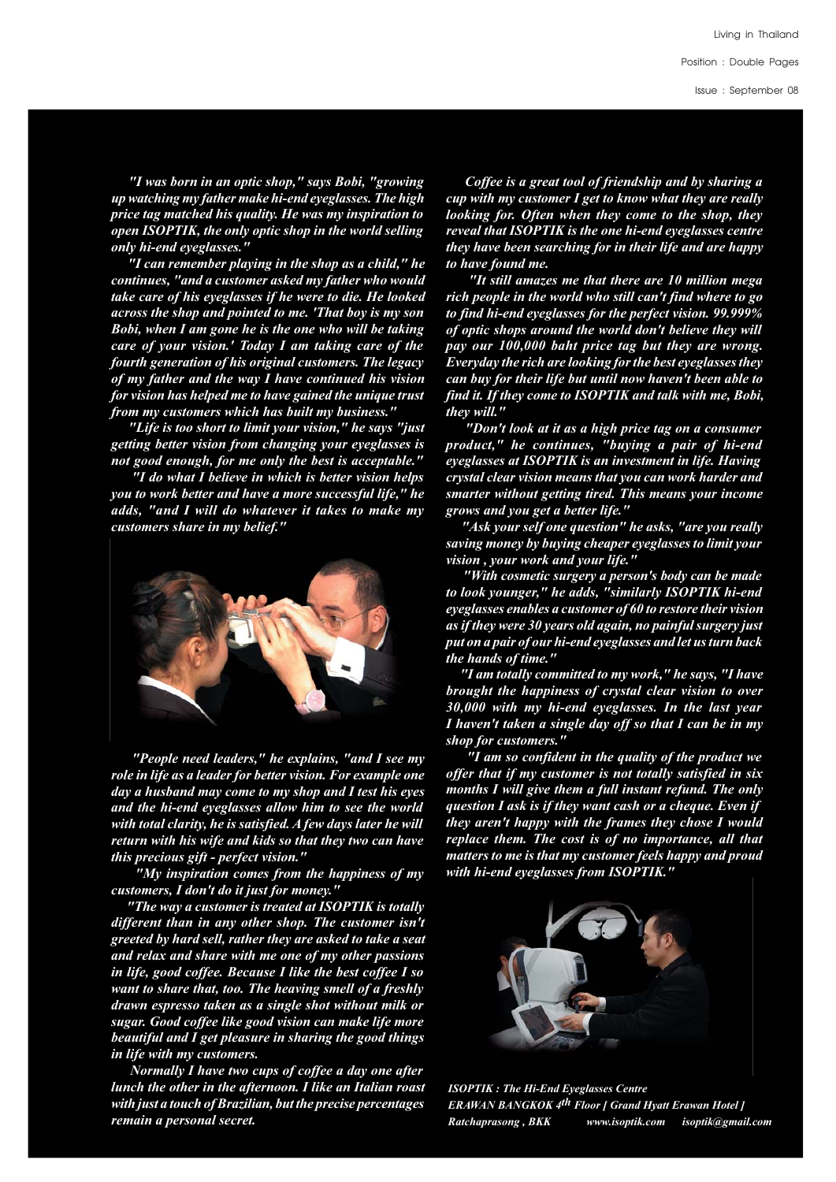*"I was born in an optic shop," says Bobi, "growing up watching my father make hi-end eyeglasses. The high price tag matched his quality. He was my inspiration to open ISOPTIK, the only optic shop in the world selling only hi-end eyeglasses."*

*"I can remember playing in the shop as a child," he continues, "and a customer asked my father who would take care of his eyeglasses if he were to die. He looked across the shop and pointed to me. 'That boy is my son Bobi, when I am gone he is the one who will be taking care of your vision.' Today I am taking care of the fourth generation of his original customers. The legacy of my father and the way I have continued his vision for vision has helped me to have gained the unique trust from my customers which has built my business."*

*"Life is too short to limit your vision," he says "just getting better vision from changing your eyeglasses is not good enough, for me only the best is acceptable."*

*"I do what I believe in which is better vision helps you to work better and have a more successful life," he adds, "and I will do whatever it takes to make my customers share in my belief."*

*"People need leaders," he explains, "and I see my role in life as a leader for better vision. For example one day a husband may come to my shop and I test his eyes and the hi-end eyeglasses allow him to see the world with total clarity, he is satisfied. A few days later he will return with his wife and kids so that they two can have this precious gift - perfect vision."*

*"My inspiration comes from the happiness of my customers, I don't do it just for money."*

*"The way a customer is treated at ISOPTIK is totally different than in any other shop. The customer isn't greeted by hard sell, rather they are asked to take a seat and relax and share with me one of my other passions in life, good coffee. Because I like the best coffee I so want to share that, too. The heaving smell of a freshly drawn espresso taken as a single shot without milk or sugar. Good coffee like good vision can make life more beautiful and I get pleasure in sharing the good things in life with my customers.*

*Normally I have two cups of coffee a day one after lunch the other in the afternoon. I like an Italian roast with just a touch of Brazilian, but the precise percentages remain a personal secret.*

*Coffee is a great tool of friendship and by sharing a cup with my customer I get to know what they are really looking for. Often when they come to the shop, they reveal that ISOPTIK is the one hi-end eyeglasses centre they have been searching for in their life and are happy to have found me.*

*"It still amazes me that there are 10 million mega rich people in the world who still can't find where to go to find hi-end eyeglasses for the perfect vision. 99.999% of optic shops around the world don't believe they will pay our 100,000 baht price tag but they are wrong. Everyday the rich are looking for the best eyeglasses they can buy for their life but until now haven't been able to find it. If they come to ISOPTIK and talk with me, Bobi, they will."*

*"Don't look at it as a high price tag on a consumer product," he continues, "buying a pair of hi-end eyeglasses at ISOPTIK is an investment in life. Having crystal clear vision means that you can work harder and smarter without getting tired. This means your income grows and you get a better life."*

*"Ask your self one question" he asks, "are you really saving money by buying cheaper eyeglasses to limit your vision , your work and your life."*

*"With cosmetic surgery a person's body can be made to look younger," he adds, "similarly ISOPTIK hi-end eyeglasses enables a customer of 60 to restore their vision as if they were 30 years old again, no painful surgery just put on a pair of our hi-end eyeglasses and let us turn back the hands of time."*

*"I am totally committed to my work," he says, "I have brought the happiness of crystal clear vision to over 30,000 with my hi-end eyeglasses. In the last year I haven't taken a single day off so that I can be in my shop for customers."*

*"I am so confident in the quality of the product we offer that if my customer is not totally satisfied in six months I will give them a full instant refund. The only question I ask is if they want cash or a cheque. Even if they aren't happy with the frames they chose I would replace them. The cost is of no importance, all that matters to me is that my customer feels happy and proud with hi-end eyeglasses from ISOPTIK."*

***ISOPTIK : The Hi-End Eyeglasses Centre***
***ERAWAN BANGKOK 4th Floor [ Grand Hyatt Erawan Hotel ]***
***Ratchaprasong , BKK www.isoptik.com isoptik@gmail.com***